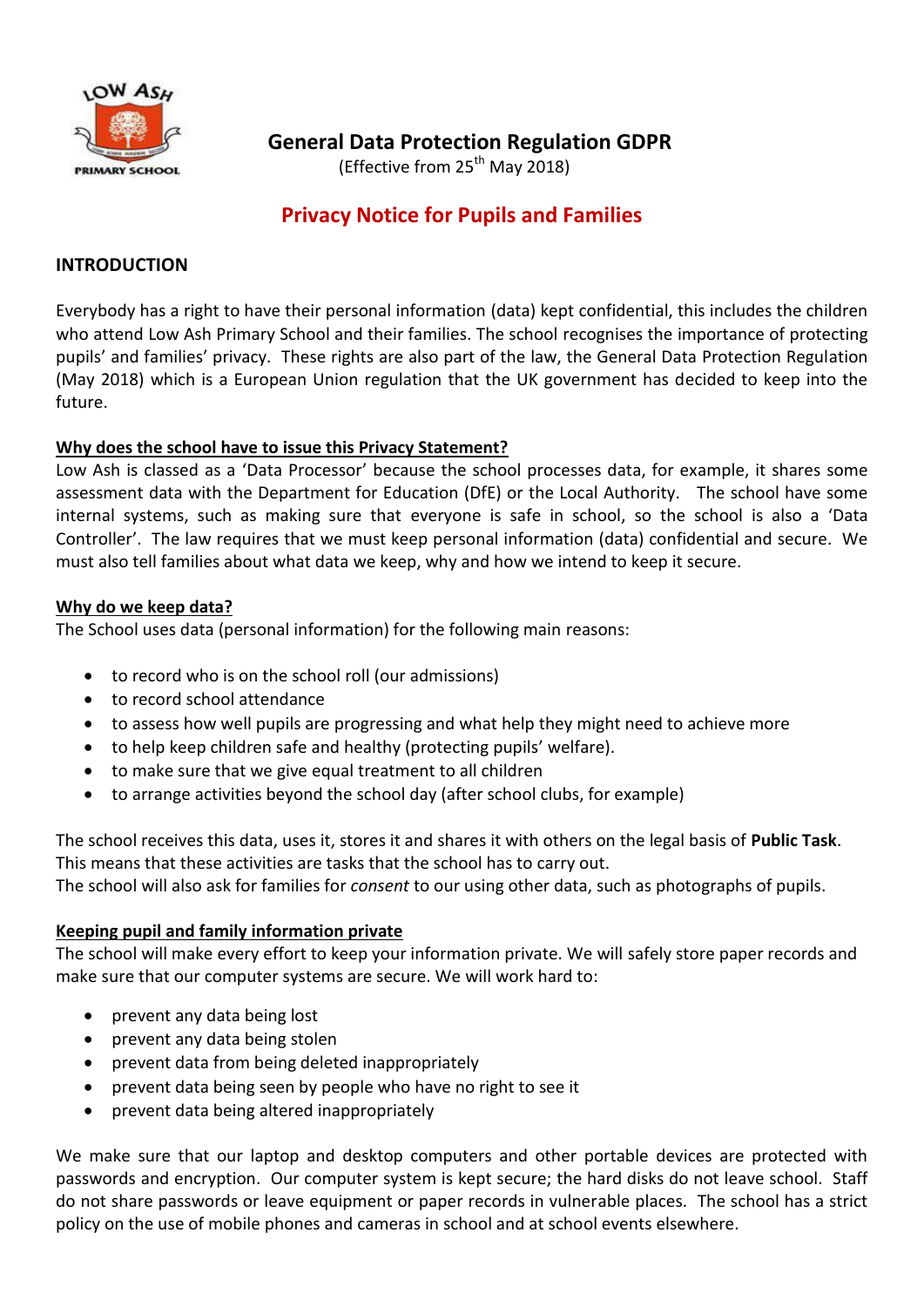# General Data Protection Regulation GDPR

(Effective from 25th May 2018)

## Privacy Notice for Pupils and Families

### INTRODUCTION

Everybody has a right to have their personal information (data) kept confidential, this includes the children who attend Low Ash Primary School and their families. The school recognises the importance of protecting pupils' and families' privacy. These rights are also part of the law, the General Data Protection Regulation (May 2018) which is a European Union regulation that the UK government has decided to keep into the future.

**Why does the school have to issue this Privacy Statement?**

Low Ash is classed as a 'Data Processor' because the school processes data, for example, it shares some assessment data with the Department for Education (DfE) or the Local Authority. The school have some internal systems, such as making sure that everyone is safe in school, so the school is also a 'Data Controller'. The law requires that we must keep personal information (data) confidential and secure. We must also tell families about what data we keep, why and how we intend to keep it secure.

**Why do we keep data?**

The School uses data (personal information) for the following main reasons:

- to record who is on the school roll (our admissions)
- to record school attendance
- to assess how well pupils are progressing and what help they might need to achieve more
- to help keep children safe and healthy (protecting pupils' welfare).
- to make sure that we give equal treatment to all children
- to arrange activities beyond the school day (after school clubs, for example)

The school receives this data, uses it, stores it and shares it with others on the legal basis of **Public Task**. This means that these activities are tasks that the school has to carry out.
The school will also ask for families for *consent* to our using other data, such as photographs of pupils.

**Keeping pupil and family information private**

The school will make every effort to keep your information private. We will safely store paper records and make sure that our computer systems are secure. We will work hard to:

- prevent any data being lost
- prevent any data being stolen
- prevent data from being deleted inappropriately
- prevent data being seen by people who have no right to see it
- prevent data being altered inappropriately

We make sure that our laptop and desktop computers and other portable devices are protected with passwords and encryption. Our computer system is kept secure; the hard disks do not leave school. Staff do not share passwords or leave equipment or paper records in vulnerable places. The school has a strict policy on the use of mobile phones and cameras in school and at school events elsewhere.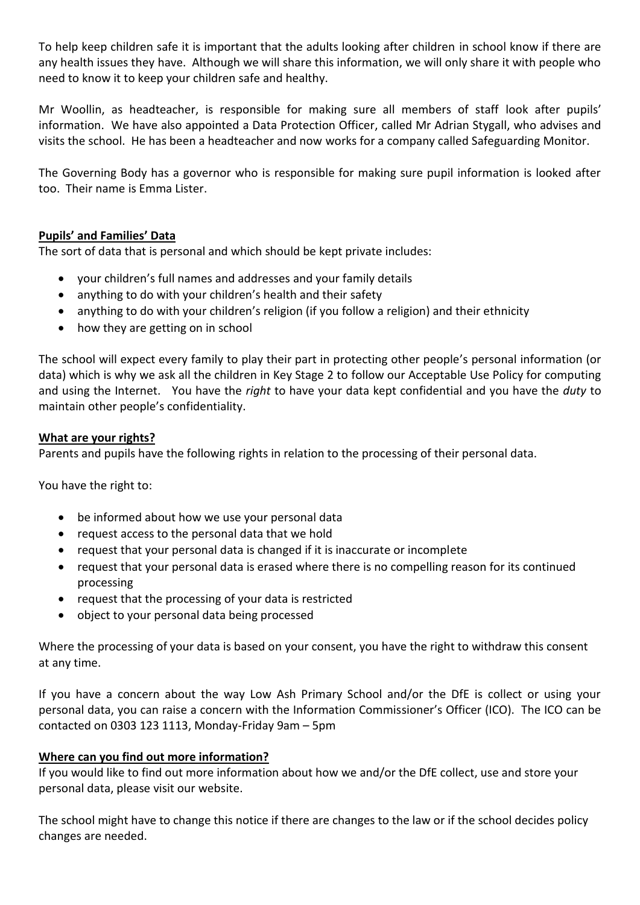To help keep children safe it is important that the adults looking after children in school know if there are any health issues they have. Although we will share this information, we will only share it with people who need to know it to keep your children safe and healthy.

Mr Woollin, as headteacher, is responsible for making sure all members of staff look after pupils' information. We have also appointed a Data Protection Officer, called Mr Adrian Stygall, who advises and visits the school. He has been a headteacher and now works for a company called Safeguarding Monitor.

The Governing Body has a governor who is responsible for making sure pupil information is looked after too. Their name is Emma Lister.

## Pupils' and Families' Data

The sort of data that is personal and which should be kept private includes:

- your children's full names and addresses and your family details
- anything to do with your children's health and their safety
- anything to do with your children's religion (if you follow a religion) and their ethnicity
- how they are getting on in school

The school will expect every family to play their part in protecting other people's personal information (or data) which is why we ask all the children in Key Stage 2 to follow our Acceptable Use Policy for computing and using the Internet. You have the *right* to have your data kept confidential and you have the *duty* to maintain other people's confidentiality.

## What are your rights?

Parents and pupils have the following rights in relation to the processing of their personal data.

You have the right to:

- be informed about how we use your personal data
- request access to the personal data that we hold
- request that your personal data is changed if it is inaccurate or incomplete
- request that your personal data is erased where there is no compelling reason for its continued processing
- request that the processing of your data is restricted
- object to your personal data being processed

Where the processing of your data is based on your consent, you have the right to withdraw this consent at any time.

If you have a concern about the way Low Ash Primary School and/or the DfE is collect or using your personal data, you can raise a concern with the Information Commissioner's Officer (ICO). The ICO can be contacted on 0303 123 1113, Monday-Friday 9am – 5pm

## Where can you find out more information?

If you would like to find out more information about how we and/or the DfE collect, use and store your personal data, please visit our website.

The school might have to change this notice if there are changes to the law or if the school decides policy changes are needed.